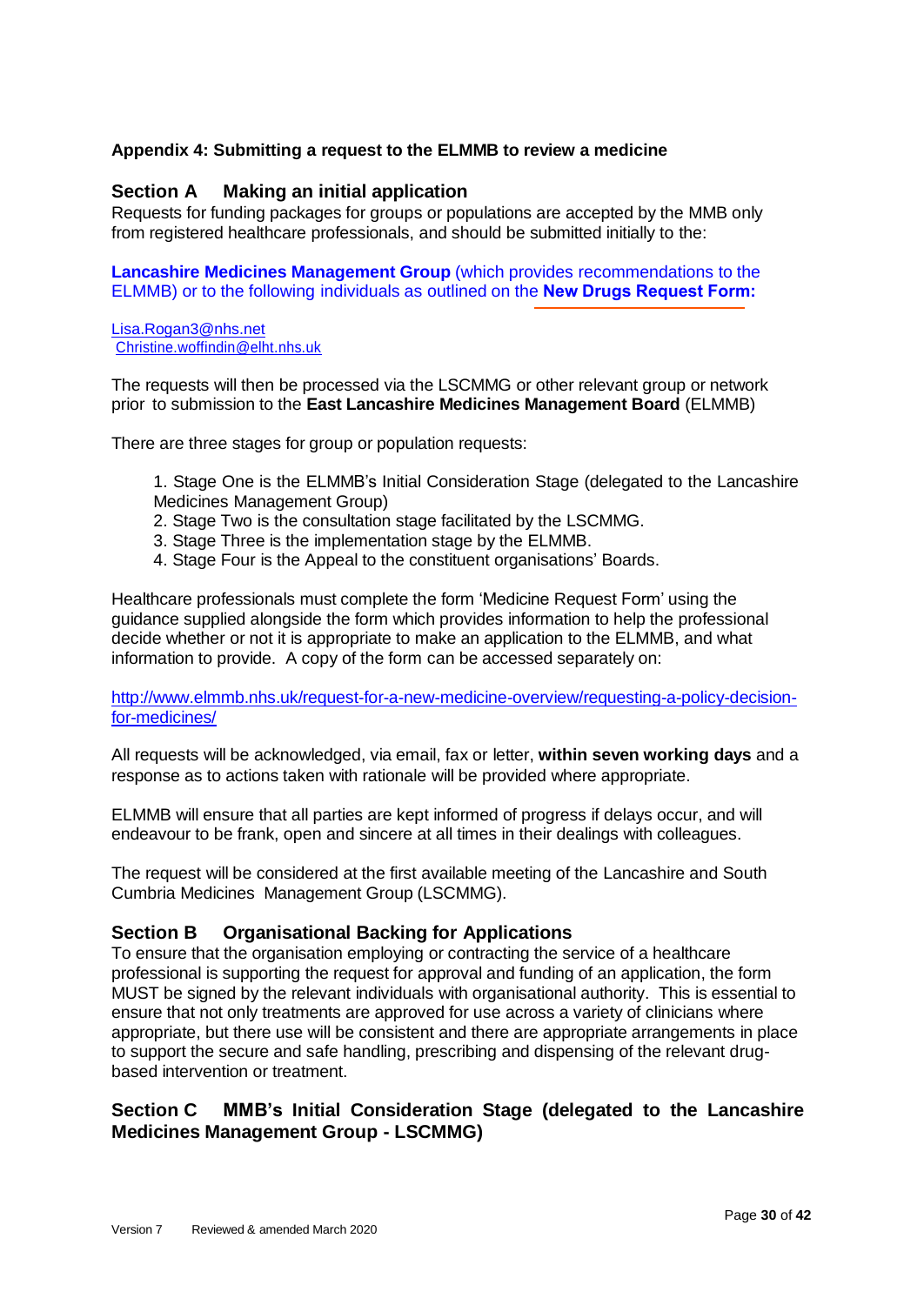### Appendix 4: Submitting a request to the ELMMB to review a medicine

## Section A Making an initial application

Requests for funding packages for groups or populations are accepted by the MMB only from registered healthcare professionals, and should be submitted initially to the:

**Lancashire Medicines Management Group** (which provides recommendations to the ELMMB) or to the following individuals as outlined on the **New Drugs Request Form:**

Lisa.Rogan3@nhs.net
Christine.woffindin@elht.nhs.uk

The requests will then be processed via the LSCMMG or other relevant group or network prior to submission to the **East Lancashire Medicines Management Board** (ELMMB)

There are three stages for group or population requests:

1. Stage One is the ELMMB's Initial Consideration Stage (delegated to the Lancashire Medicines Management Group)
2. Stage Two is the consultation stage facilitated by the LSCMMG.
3. Stage Three is the implementation stage by the ELMMB.
4. Stage Four is the Appeal to the constituent organisations' Boards.

Healthcare professionals must complete the form 'Medicine Request Form' using the guidance supplied alongside the form which provides information to help the professional decide whether or not it is appropriate to make an application to the ELMMB, and what information to provide. A copy of the form can be accessed separately on:

http://www.elmmb.nhs.uk/request-for-a-new-medicine-overview/requesting-a-policy-decision-for-medicines/

All requests will be acknowledged, via email, fax or letter, **within seven working days** and a response as to actions taken with rationale will be provided where appropriate.

ELMMB will ensure that all parties are kept informed of progress if delays occur, and will endeavour to be frank, open and sincere at all times in their dealings with colleagues.

The request will be considered at the first available meeting of the Lancashire and South Cumbria Medicines Management Group (LSCMMG).

## Section B Organisational Backing for Applications

To ensure that the organisation employing or contracting the service of a healthcare professional is supporting the request for approval and funding of an application, the form MUST be signed by the relevant individuals with organisational authority. This is essential to ensure that not only treatments are approved for use across a variety of clinicians where appropriate, but there use will be consistent and there are appropriate arrangements in place to support the secure and safe handling, prescribing and dispensing of the relevant drug-based intervention or treatment.

## Section C MMB's Initial Consideration Stage (delegated to the Lancashire Medicines Management Group - LSCMMG)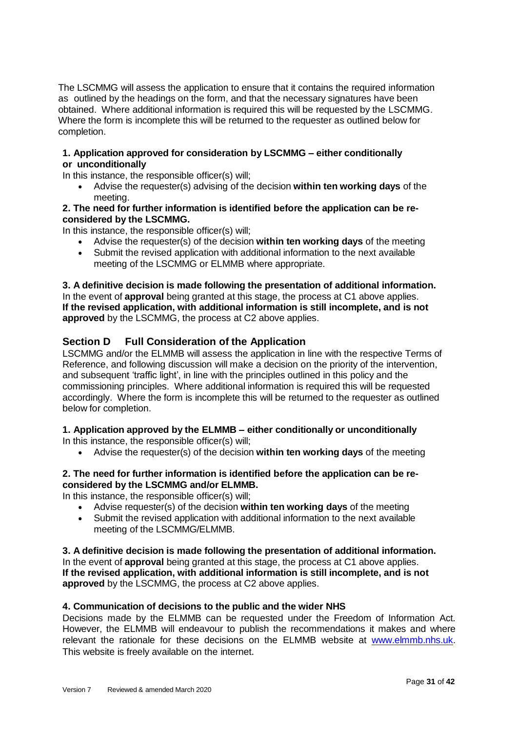The LSCMMG will assess the application to ensure that it contains the required information as outlined by the headings on the form, and that the necessary signatures have been obtained. Where additional information is required this will be requested by the LSCMMG. Where the form is incomplete this will be returned to the requester as outlined below for completion.

**1. Application approved for consideration by LSCMMG – either conditionally or unconditionally**

In this instance, the responsible officer(s) will;

- Advise the requester(s) advising of the decision **within ten working days** of the meeting.

**2. The need for further information is identified before the application can be re-considered by the LSCMMG.**

In this instance, the responsible officer(s) will;

- Advise the requester(s) of the decision **within ten working days** of the meeting
- Submit the revised application with additional information to the next available meeting of the LSCMMG or ELMMB where appropriate.

**3. A definitive decision is made following the presentation of additional information.**

In the event of **approval** being granted at this stage, the process at C1 above applies. **If the revised application, with additional information is still incomplete, and is not approved** by the LSCMMG, the process at C2 above applies.

## Section D Full Consideration of the Application

LSCMMG and/or the ELMMB will assess the application in line with the respective Terms of Reference, and following discussion will make a decision on the priority of the intervention, and subsequent 'traffic light', in line with the principles outlined in this policy and the commissioning principles. Where additional information is required this will be requested accordingly. Where the form is incomplete this will be returned to the requester as outlined below for completion.

**1. Application approved by the ELMMB – either conditionally or unconditionally**

In this instance, the responsible officer(s) will;

- Advise the requester(s) of the decision **within ten working days** of the meeting

**2. The need for further information is identified before the application can be re-considered by the LSCMMG and/or ELMMB.**

In this instance, the responsible officer(s) will;

- Advise requester(s) of the decision **within ten working days** of the meeting
- Submit the revised application with additional information to the next available meeting of the LSCMMG/ELMMB.

**3. A definitive decision is made following the presentation of additional information.**

In the event of **approval** being granted at this stage, the process at C1 above applies. **If the revised application, with additional information is still incomplete, and is not approved** by the LSCMMG, the process at C2 above applies.

**4. Communication of decisions to the public and the wider NHS**

Decisions made by the ELMMB can be requested under the Freedom of Information Act. However, the ELMMB will endeavour to publish the recommendations it makes and where relevant the rationale for these decisions on the ELMMB website at [www.elmmb.nhs.uk](www.elmmb.nhs.uk). This website is freely available on the internet.